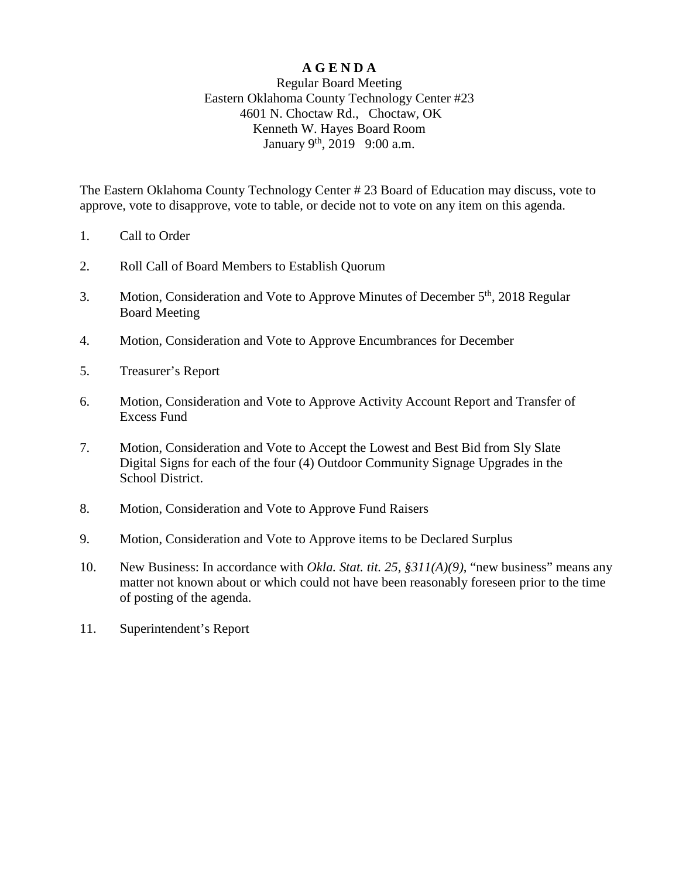# A G E N D A

Regular Board Meeting
Eastern Oklahoma County Technology Center #23
4601 N. Choctaw Rd., Choctaw, OK
Kenneth W. Hayes Board Room
January 9th, 2019 9:00 a.m.

The Eastern Oklahoma County Technology Center # 23 Board of Education may discuss, vote to approve, vote to disapprove, vote to table, or decide not to vote on any item on this agenda.

1. Call to Order

2. Roll Call of Board Members to Establish Quorum

3. Motion, Consideration and Vote to Approve Minutes of December 5th, 2018 Regular Board Meeting

4. Motion, Consideration and Vote to Approve Encumbrances for December

5. Treasurer's Report

6. Motion, Consideration and Vote to Approve Activity Account Report and Transfer of Excess Fund

7. Motion, Consideration and Vote to Accept the Lowest and Best Bid from Sly Slate Digital Signs for each of the four (4) Outdoor Community Signage Upgrades in the School District.

8. Motion, Consideration and Vote to Approve Fund Raisers

9. Motion, Consideration and Vote to Approve items to be Declared Surplus

10. New Business: In accordance with *Okla. Stat. tit. 25, §311(A)(9)*, "new business" means any matter not known about or which could not have been reasonably foreseen prior to the time of posting of the agenda.

11. Superintendent's Report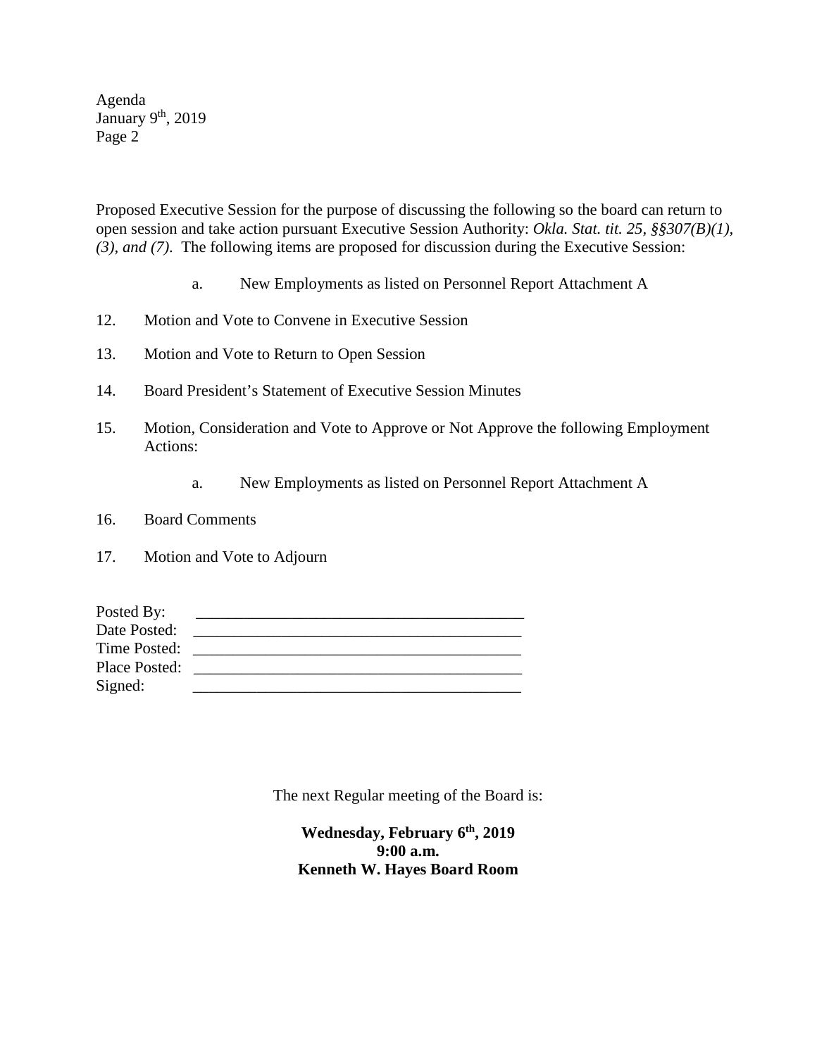Proposed Executive Session for the purpose of discussing the following so the board can return to open session and take action pursuant Executive Session Authority: *Okla. Stat. tit. 25, §§307(B)(1), (3), and (7)*. The following items are proposed for discussion during the Executive Session:

a. New Employments as listed on Personnel Report Attachment A

12. Motion and Vote to Convene in Executive Session

13. Motion and Vote to Return to Open Session

14. Board President's Statement of Executive Session Minutes

15. Motion, Consideration and Vote to Approve or Not Approve the following Employment Actions:

    a. New Employments as listed on Personnel Report Attachment A

16. Board Comments

17. Motion and Vote to Adjourn

Posted By: ________________________________________
Date Posted: ________________________________________
Time Posted: ________________________________________
Place Posted: ________________________________________
Signed: ________________________________________

The next Regular meeting of the Board is:

**Wednesday, February 6th, 2019**
**9:00 a.m.**
**Kenneth W. Hayes Board Room**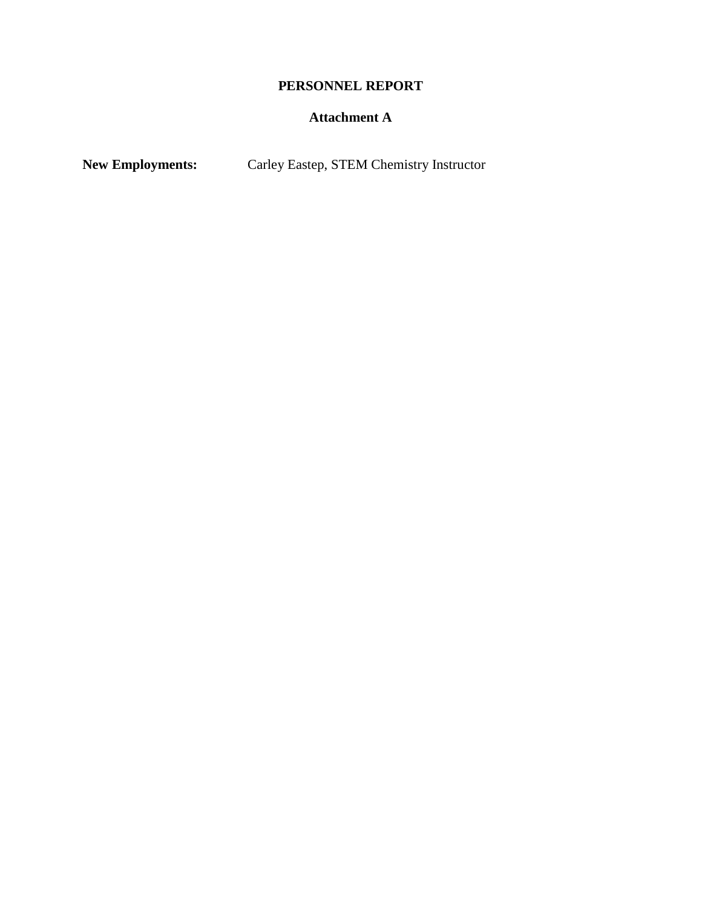## PERSONNEL REPORT

### Attachment A

**New Employments:** Carley Eastep, STEM Chemistry Instructor